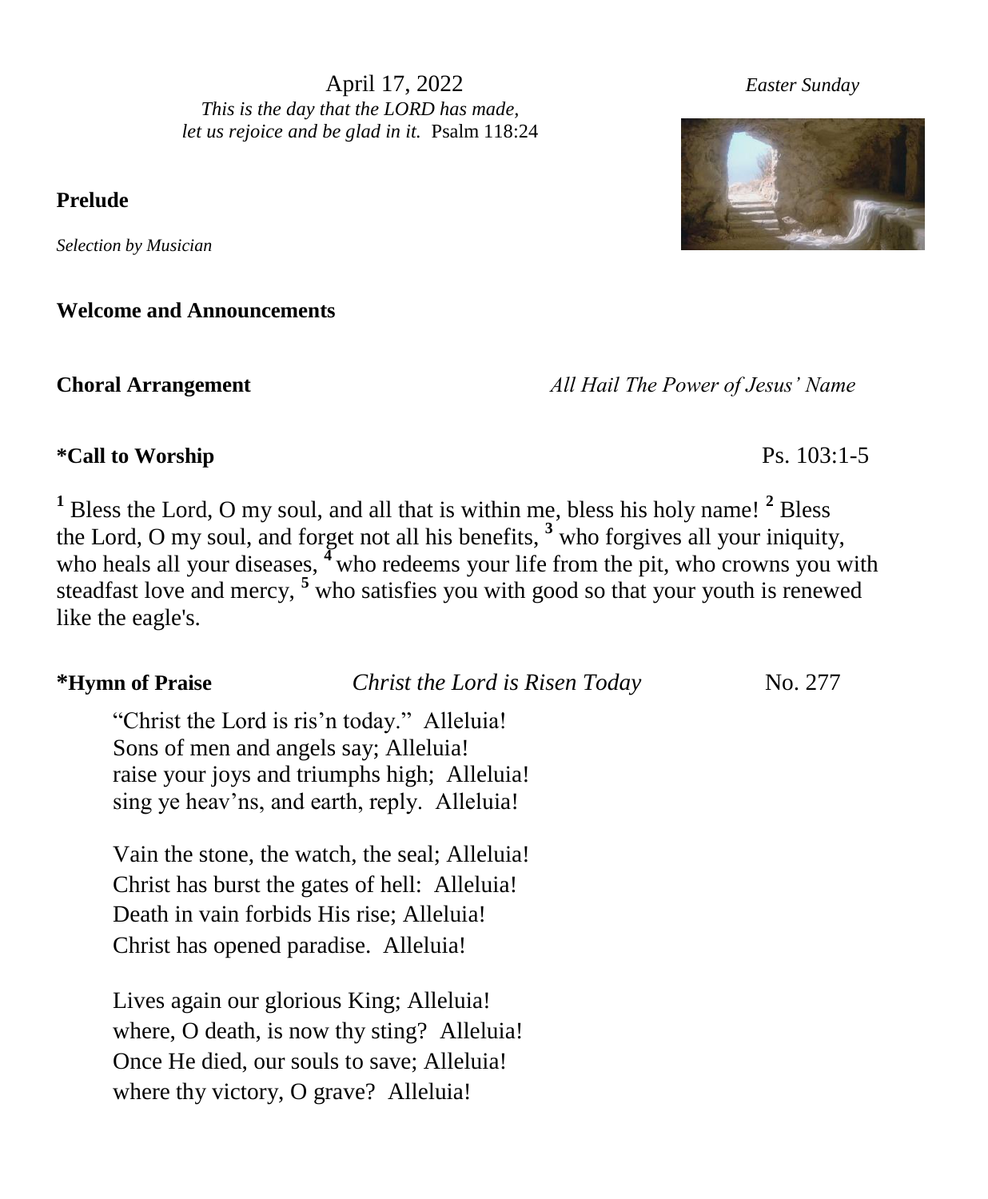April 17, 2022 *Easter Sunday*

*This is the day that the LORD has made,*
*let us rejoice and be glad in it.* Psalm 118:24

**Prelude**

*Selection by Musician*

**Welcome and Announcements**

**Choral Arrangement** *All Hail The Power of Jesus' Name*

**\*Call to Worship** Ps. 103:1-5

[1] Bless the Lord, O my soul, and all that is within me, bless his holy name! [2] Bless the Lord, O my soul, and forget not all his benefits, [3] who forgives all your iniquity, who heals all your diseases, [4] who redeems your life from the pit, who crowns you with steadfast love and mercy, [5] who satisfies you with good so that your youth is renewed like the eagle's.

**\*Hymn of Praise** *Christ the Lord is Risen Today* No. 277

"Christ the Lord is ris'n today." Alleluia!
Sons of men and angels say; Alleluia!
raise your joys and triumphs high; Alleluia!
sing ye heav'ns, and earth, reply. Alleluia!

Vain the stone, the watch, the seal; Alleluia!
Christ has burst the gates of hell: Alleluia!
Death in vain forbids His rise; Alleluia!
Christ has opened paradise. Alleluia!

Lives again our glorious King; Alleluia!
where, O death, is now thy sting? Alleluia!
Once He died, our souls to save; Alleluia!
where thy victory, O grave? Alleluia!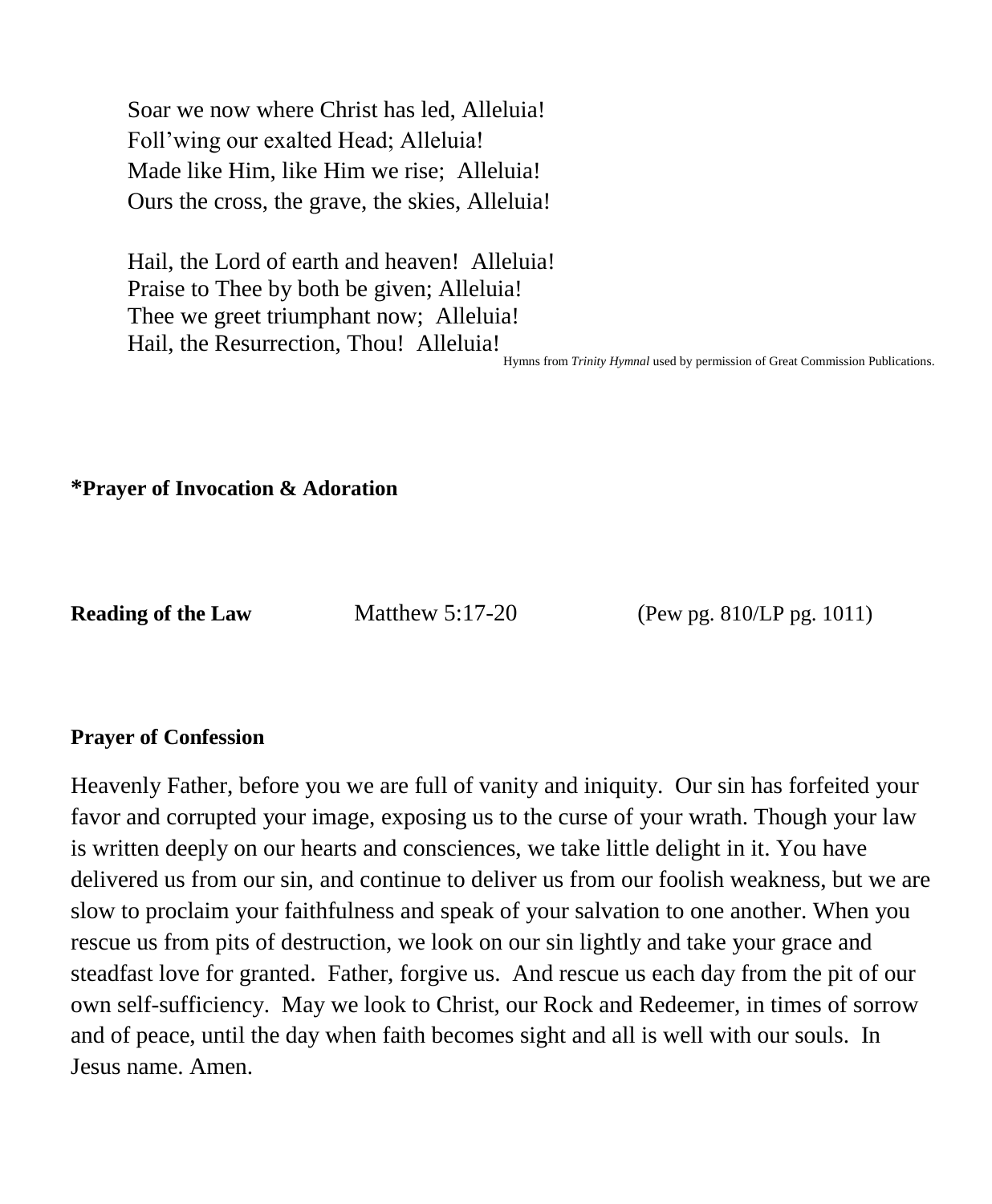Soar we now where Christ has led, Alleluia!
Foll'wing our exalted Head; Alleluia!
Made like Him, like Him we rise; Alleluia!
Ours the cross, the grave, the skies, Alleluia!

Hail, the Lord of earth and heaven! Alleluia!
Praise to Thee by both be given; Alleluia!
Thee we greet triumphant now; Alleluia!
Hail, the Resurrection, Thou! Alleluia!

Hymns from *Trinity Hymnal* used by permission of Great Commission Publications.

**\*Prayer of Invocation & Adoration**

**Reading of the Law** Matthew 5:17-20 (Pew pg. 810/LP pg. 1011)

**Prayer of Confession**

Heavenly Father, before you we are full of vanity and iniquity. Our sin has forfeited your favor and corrupted your image, exposing us to the curse of your wrath. Though your law is written deeply on our hearts and consciences, we take little delight in it. You have delivered us from our sin, and continue to deliver us from our foolish weakness, but we are slow to proclaim your faithfulness and speak of your salvation to one another. When you rescue us from pits of destruction, we look on our sin lightly and take your grace and steadfast love for granted. Father, forgive us. And rescue us each day from the pit of our own self-sufficiency. May we look to Christ, our Rock and Redeemer, in times of sorrow and of peace, until the day when faith becomes sight and all is well with our souls. In Jesus name. Amen.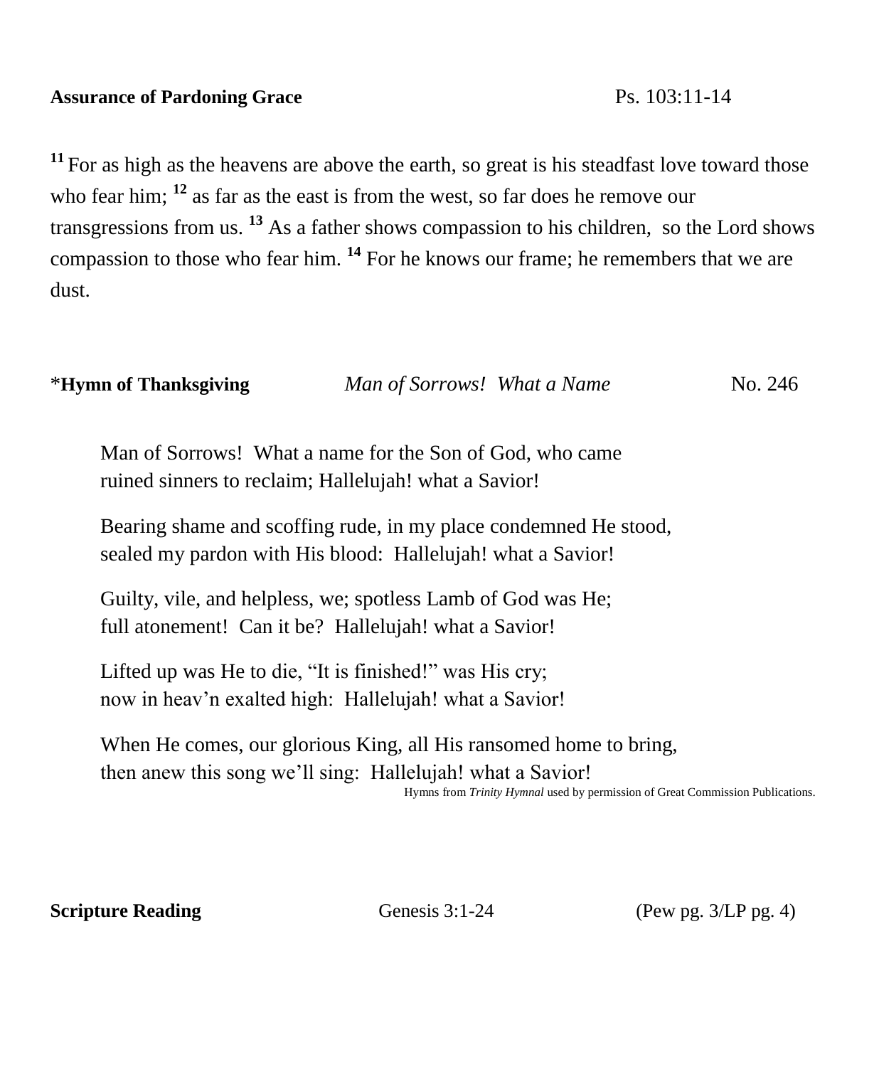**Assurance of Pardoning Grace** Ps. 103:11-14

[11] For as high as the heavens are above the earth, so great is his steadfast love toward those who fear him; [12] as far as the east is from the west, so far does he remove our transgressions from us. [13] As a father shows compassion to his children, so the Lord shows compassion to those who fear him. [14] For he knows our frame; he remembers that we are dust.

*__Hymn of Thanksgiving__ *Man of Sorrows! What a Name* No. 246

Man of Sorrows! What a name for the Son of God, who came
ruined sinners to reclaim; Hallelujah! what a Savior!

Bearing shame and scoffing rude, in my place condemned He stood,
sealed my pardon with His blood: Hallelujah! what a Savior!

Guilty, vile, and helpless, we; spotless Lamb of God was He;
full atonement! Can it be? Hallelujah! what a Savior!

Lifted up was He to die, "It is finished!" was His cry;
now in heav'n exalted high: Hallelujah! what a Savior!

When He comes, our glorious King, all His ransomed home to bring,
then anew this song we'll sing: Hallelujah! what a Savior!

Hymns from *Trinity Hymnal* used by permission of Great Commission Publications.

**Scripture Reading** Genesis 3:1-24 (Pew pg. 3/LP pg. 4)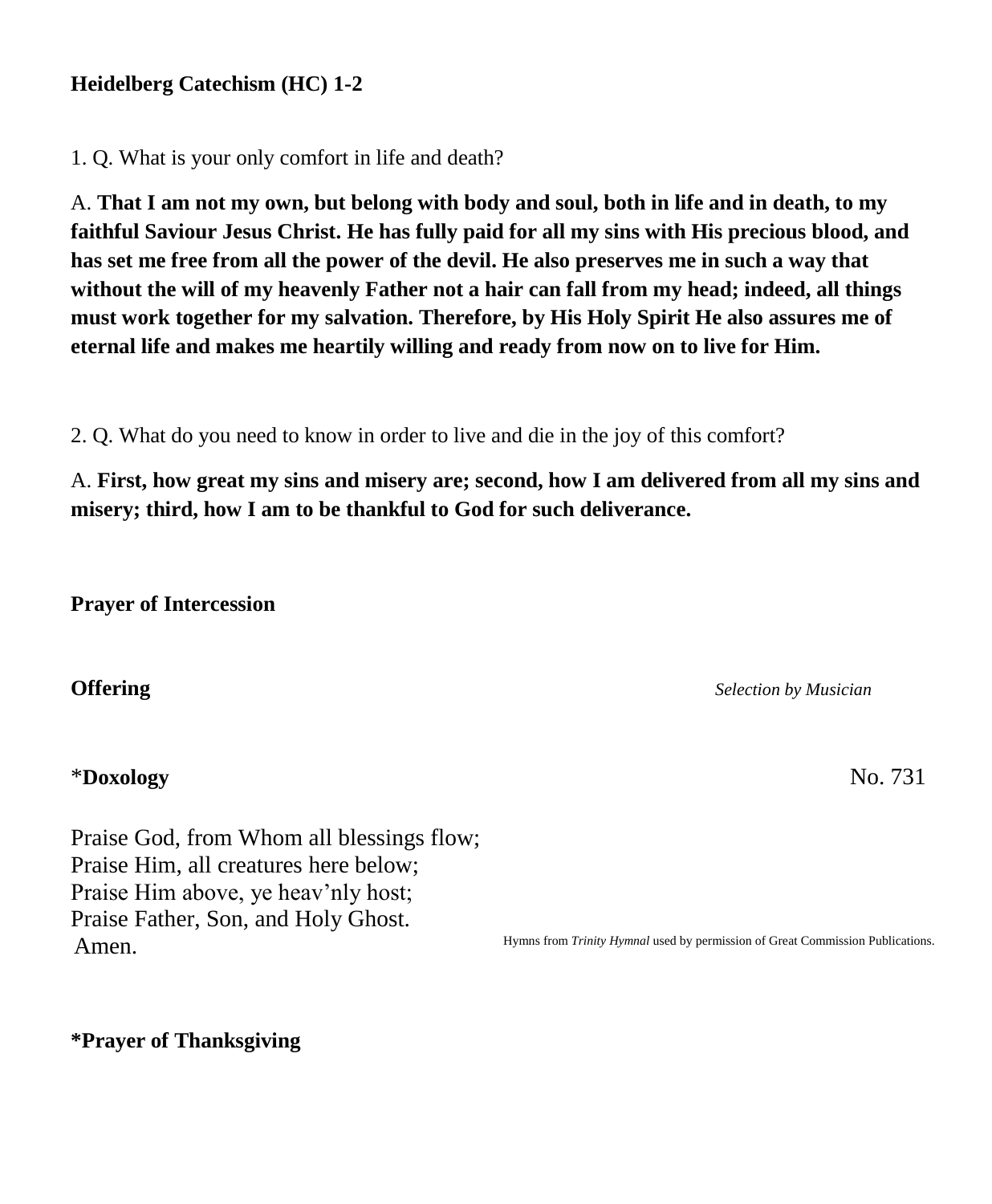**Heidelberg Catechism (HC) 1-2**

1. Q. What is your only comfort in life and death?

A. **That I am not my own, but belong with body and soul, both in life and in death, to my faithful Saviour Jesus Christ. He has fully paid for all my sins with His precious blood, and has set me free from all the power of the devil. He also preserves me in such a way that without the will of my heavenly Father not a hair can fall from my head; indeed, all things must work together for my salvation. Therefore, by His Holy Spirit He also assures me of eternal life and makes me heartily willing and ready from now on to live for Him.**

2. Q. What do you need to know in order to live and die in the joy of this comfort?

A. **First, how great my sins and misery are; second, how I am delivered from all my sins and misery; third, how I am to be thankful to God for such deliverance.**

**Prayer of Intercession**

**Offering** *Selection by Musician*

\***Doxology** No. 731

Praise God, from Whom all blessings flow;
Praise Him, all creatures here below;
Praise Him above, ye heav'nly host;
Praise Father, Son, and Holy Ghost.
Amen.

Hymns from *Trinity Hymnal* used by permission of Great Commission Publications.

**\*Prayer of Thanksgiving**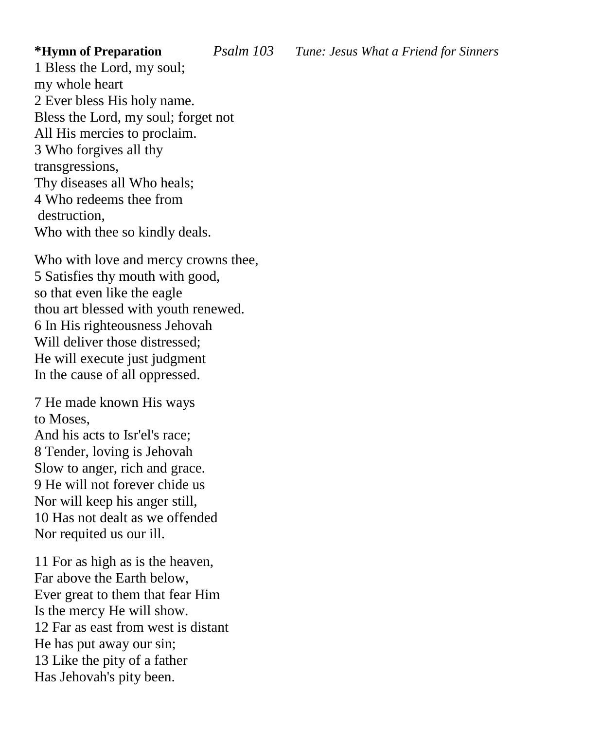**\*Hymn of Preparation** *Psalm 103* *Tune: Jesus What a Friend for Sinners*

1 Bless the Lord, my soul;
my whole heart
2 Ever bless His holy name.
Bless the Lord, my soul; forget not
All His mercies to proclaim.
3 Who forgives all thy
transgressions,
Thy diseases all Who heals;
4 Who redeems thee from
destruction,
Who with thee so kindly deals.

Who with love and mercy crowns thee,
5 Satisfies thy mouth with good,
so that even like the eagle
thou art blessed with youth renewed.
6 In His righteousness Jehovah
Will deliver those distressed;
He will execute just judgment
In the cause of all oppressed.

7 He made known His ways
to Moses,
And his acts to Isr'el's race;
8 Tender, loving is Jehovah
Slow to anger, rich and grace.
9 He will not forever chide us
Nor will keep his anger still,
10 Has not dealt as we offended
Nor requited us our ill.

11 For as high as is the heaven,
Far above the Earth below,
Ever great to them that fear Him
Is the mercy He will show.
12 Far as east from west is distant
He has put away our sin;
13 Like the pity of a father
Has Jehovah's pity been.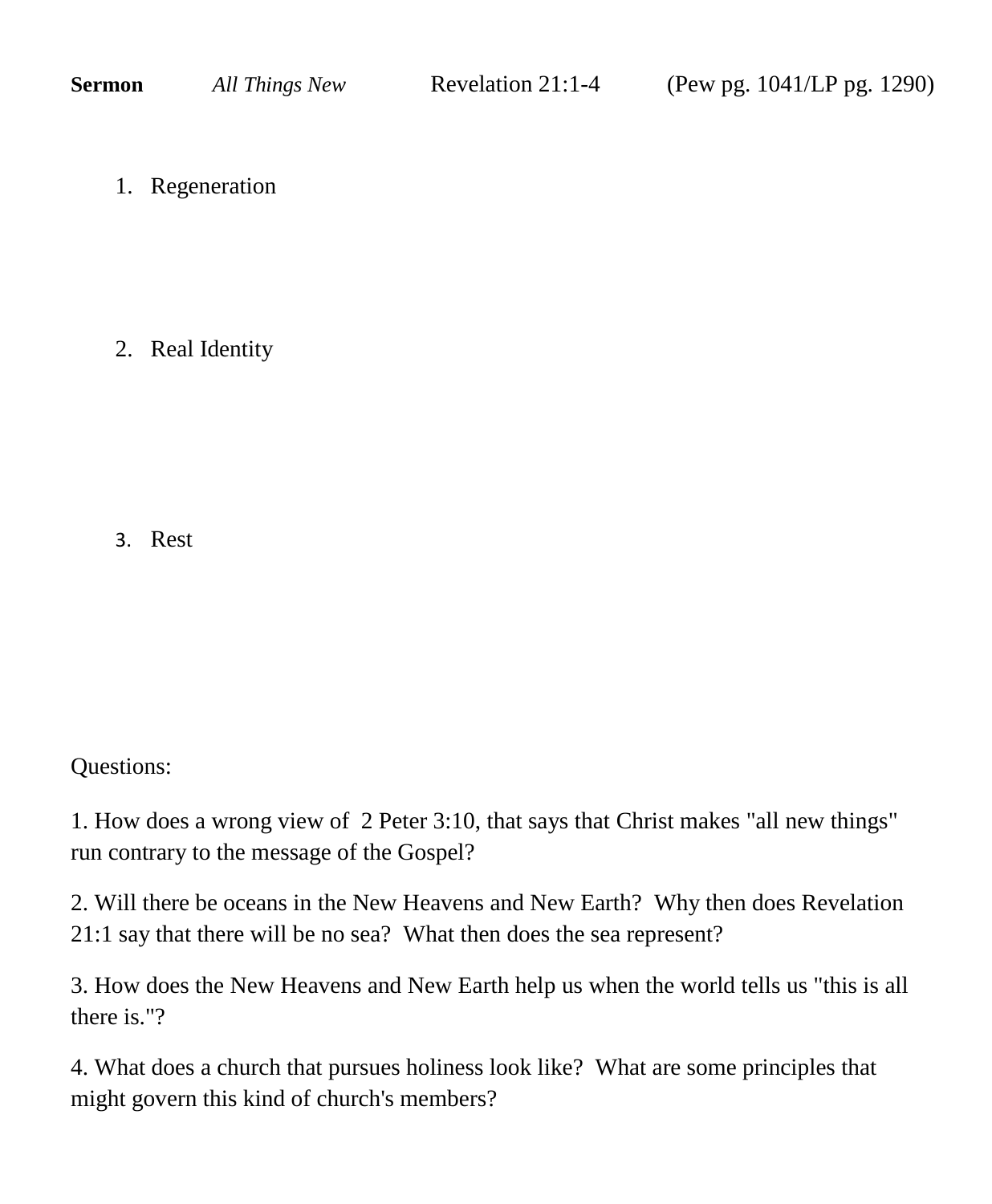**Sermon** *All Things New* Revelation 21:1-4 (Pew pg. 1041/LP pg. 1290)

1. Regeneration

2. Real Identity

3. Rest

Questions:

1. How does a wrong view of  2 Peter 3:10, that says that Christ makes "all new things" run contrary to the message of the Gospel?

2. Will there be oceans in the New Heavens and New Earth?  Why then does Revelation 21:1 say that there will be no sea?  What then does the sea represent?

3. How does the New Heavens and New Earth help us when the world tells us "this is all there is."?

4. What does a church that pursues holiness look like?  What are some principles that might govern this kind of church's members?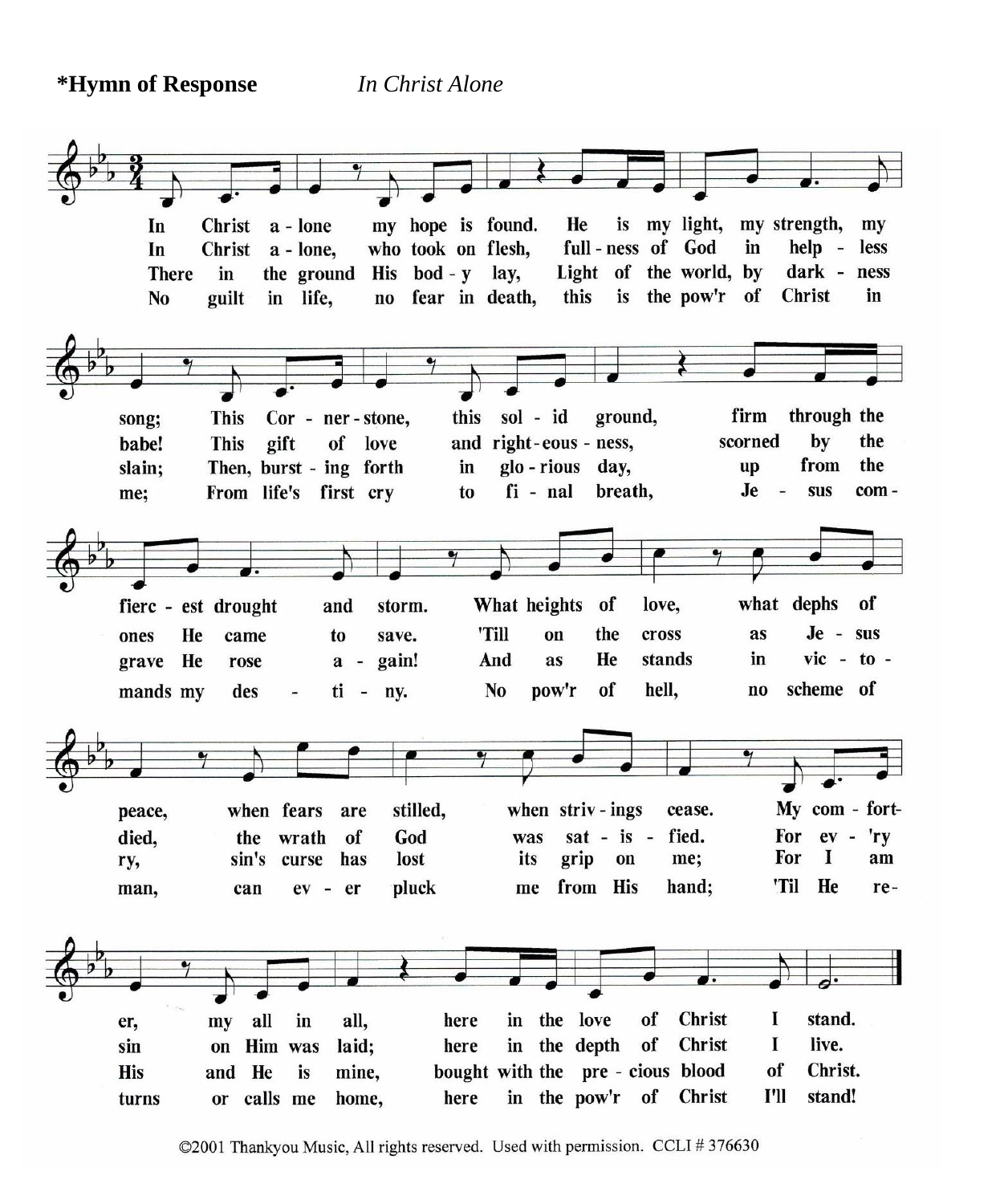**\*Hymn of Response** *In Christ Alone*

1. In Christ alone my hope is found. He is my light, my strength, my song; This Cornerstone, this solid ground, firm through the fiercest drought and storm. What heights of love, what dephs of peace, when fears are stilled, when strivings cease. My comfort-er, my all in all, here in the love of Christ I stand.

2. In Christ alone, who took on flesh, fullness of God in helpless babe! This gift of love and righteousness, scorned by the ones He came to save. 'Till on the cross as Jesus died, the wrath of God was satisfied. For ev'ry sin on Him was laid; here in the depth of Christ I live.

3. There in the ground His body lay, Light of the world, by darkness slain; Then, bursting forth in glorious day, up from the grave He rose again! And as He stands in victory, sin's curse has lost its grip on me; For I am His and He is mine, bought with the precious blood of Christ.

4. No guilt in life, no fear in death, this is the pow'r of Christ in me; From life's first cry to final breath, Jesus commands my destiny. No pow'r of hell, no scheme of man, can ever pluck me from His hand; 'Til He returns or calls me home, here in the pow'r of Christ I'll stand!

©2001 Thankyou Music, All rights reserved. Used with permission. CCLI # 376630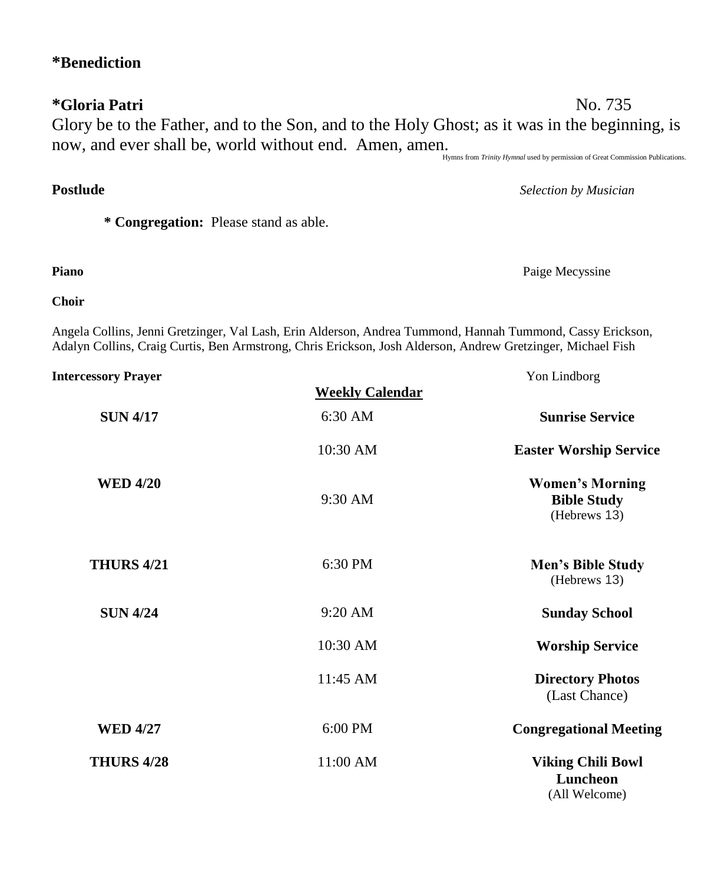**\*Benediction**

**\*Gloria Patri** No. 735

Glory be to the Father, and to the Son, and to the Holy Ghost; as it was in the beginning, is now, and ever shall be, world without end. Amen, amen.

Hymns from *Trinity Hymnal* used by permission of Great Commission Publications.

**Postlude** *Selection by Musician*

**\* Congregation:** Please stand as able.

**Piano** Paige Mecyssine

**Choir**

Angela Collins, Jenni Gretzinger, Val Lash, Erin Alderson, Andrea Tummond, Hannah Tummond, Cassy Erickson, Adalyn Collins, Craig Curtis, Ben Armstrong, Chris Erickson, Josh Alderson, Andrew Gretzinger, Michael Fish

**Intercessory Prayer** Yon Lindborg

**Weekly Calendar**

| | | |
|---|---|---|
| **SUN 4/17** | 6:30 AM | **Sunrise Service** |
| | 10:30 AM | **Easter Worship Service** |
| **WED 4/20** | 9:30 AM | **Women's Morning Bible Study** (Hebrews 13) |
| **THURS 4/21** | 6:30 PM | **Men's Bible Study** (Hebrews 13) |
| **SUN 4/24** | 9:20 AM | **Sunday School** |
| | 10:30 AM | **Worship Service** |
| | 11:45 AM | **Directory Photos** (Last Chance) |
| **WED 4/27** | 6:00 PM | **Congregational Meeting** |
| **THURS 4/28** | 11:00 AM | **Viking Chili Bowl Luncheon** (All Welcome) |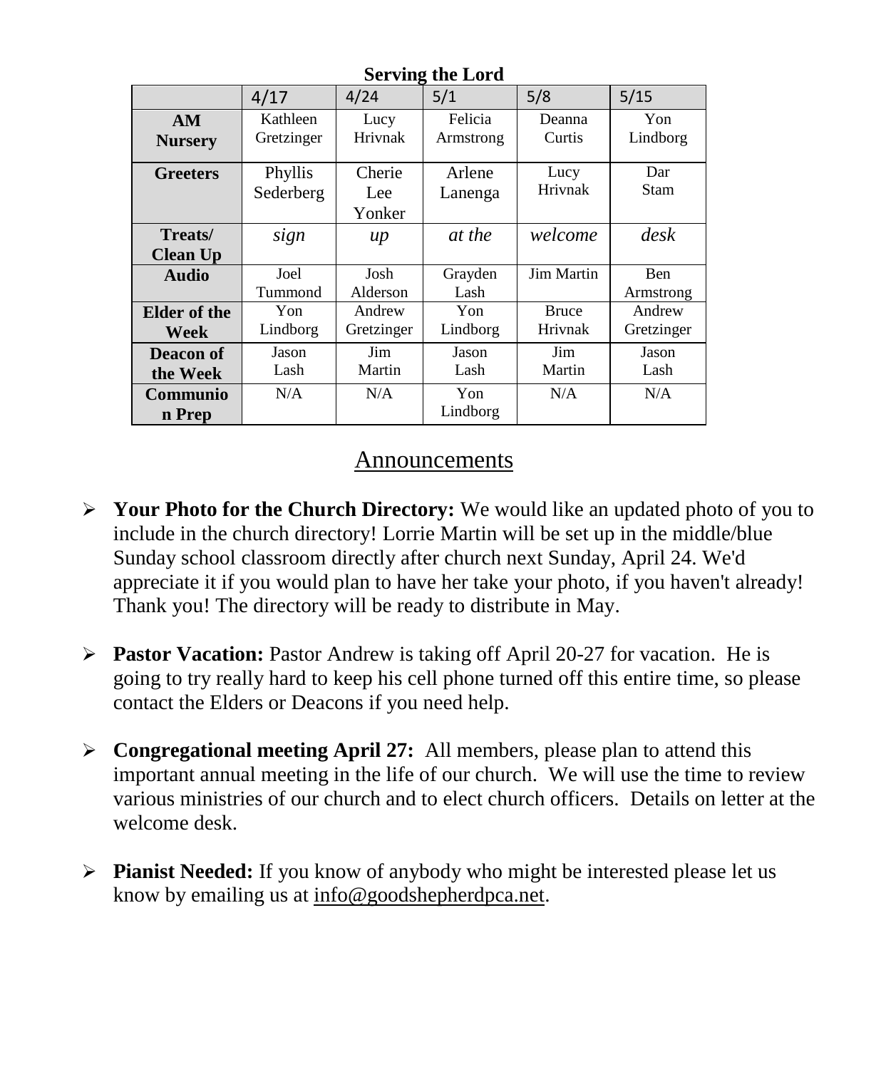**Serving the Lord**

| | 4/17 | 4/24 | 5/1 | 5/8 | 5/15 |
|---|---|---|---|---|---|
| **AM Nursery** | Kathleen Gretzinger | Lucy Hrivnak | Felicia Armstrong | Deanna Curtis | Yon Lindborg |
| **Greeters** | Phyllis Sederberg | Cherie Lee Yonker | Arlene Lanenga | Lucy Hrivnak | Dar Stam |
| **Treats/ Clean Up** | *sign* | *up* | *at the* | *welcome* | *desk* |
| **Audio** | Joel Tummond | Josh Alderson | Grayden Lash | Jim Martin | Ben Armstrong |
| **Elder of the Week** | Yon Lindborg | Andrew Gretzinger | Yon Lindborg | Bruce Hrivnak | Andrew Gretzinger |
| **Deacon of the Week** | Jason Lash | Jim Martin | Jason Lash | Jim Martin | Jason Lash |
| **Communion Prep** | N/A | N/A | Yon Lindborg | N/A | N/A |

## Announcements

- **Your Photo for the Church Directory:** We would like an updated photo of you to include in the church directory! Lorrie Martin will be set up in the middle/blue Sunday school classroom directly after church next Sunday, April 24. We'd appreciate it if you would plan to have her take your photo, if you haven't already! Thank you! The directory will be ready to distribute in May.

- **Pastor Vacation:** Pastor Andrew is taking off April 20-27 for vacation. He is going to try really hard to keep his cell phone turned off this entire time, so please contact the Elders or Deacons if you need help.

- **Congregational meeting April 27:** All members, please plan to attend this important annual meeting in the life of our church. We will use the time to review various ministries of our church and to elect church officers. Details on letter at the welcome desk.

- **Pianist Needed:** If you know of anybody who might be interested please let us know by emailing us at info@goodshepherdpca.net.